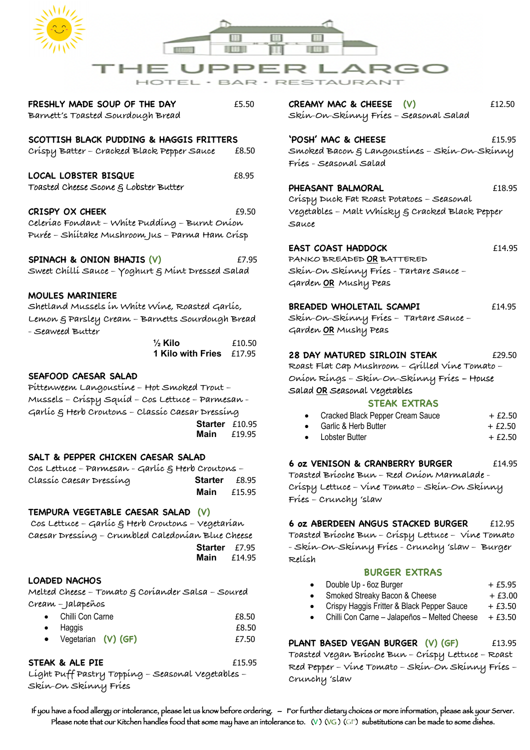# THE UPPER LARGO

HOTEL • BAR • RESTAURANT

**FRESHLY MADE SOUP OF THE DAY** £5.50
Barnett's Toasted Sourdough Bread

**SCOTTISH BLACK PUDDING & HAGGIS FRITTERS**
Crispy Batter – Cracked Black Pepper Sauce £8.50

**LOCAL LOBSTER BISQUE** £8.95
Toasted Cheese Scone & Lobster Butter

**CRISPY OX CHEEK** £9.50
Celeriac Fondant – White Pudding – Burnt Onion Purée – Shiitake Mushroom Jus – Parma Ham Crisp

**SPINACH & ONION BHAJIS (V)** £7.95
Sweet Chilli Sauce – Yoghurt & Mint Dressed Salad

**MOULES MARINIERE**
Shetland Mussels in White Wine, Roasted Garlic, Lemon & Parsley Cream – Barnetts Sourdough Bread - Seaweed Butter

| | |
|---|---|
| **½ Kilo** | £10.50 |
| **1 Kilo with Fries** | £17.95 |

**SEAFOOD CAESAR SALAD**
Pittenweem Langoustine – Hot Smoked Trout – Mussels – Crispy Squid – Cos Lettuce – Parmesan - Garlic & Herb Croutons – Classic Caesar Dressing

| | |
|---|---|
| **Starter** | £10.95 |
| **Main** | £19.95 |

**SALT & PEPPER CHICKEN CAESAR SALAD**
Cos Lettuce – Parmesan - Garlic & Herb Croutons – Classic Caesar Dressing

| | |
|---|---|
| **Starter** | £8.95 |
| **Main** | £15.95 |

**TEMPURA VEGETABLE CAESAR SALAD (V)**
Cos Lettuce – Garlic & Herb Croutons – Vegetarian Caesar Dressing – Crumbled Caledonian Blue Cheese

| | |
|---|---|
| **Starter** | £7.95 |
| **Main** | £14.95 |

**LOADED NACHOS**
Melted Cheese – Tomato & Coriander Salsa – Soured Cream – Jalapeños

- Chilli Con Carne £8.50
- Haggis £8.50
- Vegetarian **(V) (GF)** £7.50

**STEAK & ALE PIE** £15.95
Light Puff Pastry Topping – Seasonal Vegetables – Skin-On Skinny Fries

**CREAMY MAC & CHEESE (V)** £12.50
Skin-On-Skinny Fries – Seasonal Salad

**'POSH' MAC & CHEESE** £15.95
Smoked Bacon & Langoustines – Skin-On-Skinny Fries - Seasonal Salad

**PHEASANT BALMORAL** £18.95
Crispy Duck Fat Roast Potatoes – Seasonal Vegetables – Malt Whisky & Cracked Black Pepper Sauce

**EAST COAST HADDOCK** £14.95
PANKO BREADED **OR** BATTERED
Skin-On Skinny Fries - Tartare Sauce – Garden **OR** Mushy Peas

**BREADED WHOLETAIL SCAMPI** £14.95
Skin-On-Skinny Fries – Tartare Sauce – Garden **OR** Mushy Peas

**28 DAY MATURED SIRLOIN STEAK** £29.50
Roast Flat Cap Mushroom – Grilled Vine Tomato – Onion Rings – Skin-On-Skinny Fries – House Salad **OR** Seasonal Vegetables

**STEAK EXTRAS**

- Cracked Black Pepper Cream Sauce + £2.50
- Garlic & Herb Butter + £2.50
- Lobster Butter + £2.50

**6 oz VENISON & CRANBERRY BURGER** £14.95
Toasted Brioche Bun – Red Onion Marmalade - Crispy Lettuce – Vine Tomato – Skin-On Skinny Fries – Crunchy 'slaw

**6 oz ABERDEEN ANGUS STACKED BURGER** £12.95
Toasted Brioche Bun – Crispy Lettuce – Vine Tomato - Skin-On-Skinny Fries - Crunchy 'slaw – Burger Relish

**BURGER EXTRAS**

- Double Up - 6oz Burger + £5.95
- Smoked Streaky Bacon & Cheese + £3.00
- Crispy Haggis Fritter & Black Pepper Sauce + £3.50
- Chilli Con Carne – Jalapeños – Melted Cheese + £3.50

**PLANT BASED VEGAN BURGER (V) (GF)** £13.95
Toasted Vegan Brioche Bun – Crispy Lettuce – Roast Red Pepper – Vine Tomato – Skin-On Skinny Fries – Crunchy 'slaw

If you have a food allergy or intolerance, please let us know before ordering. – For further dietary choices or more information, please ask your Server.
Please note that our Kitchen handles food that some may have an intolerance to. (V) (VG) (GF) substitutions can be made to some dishes.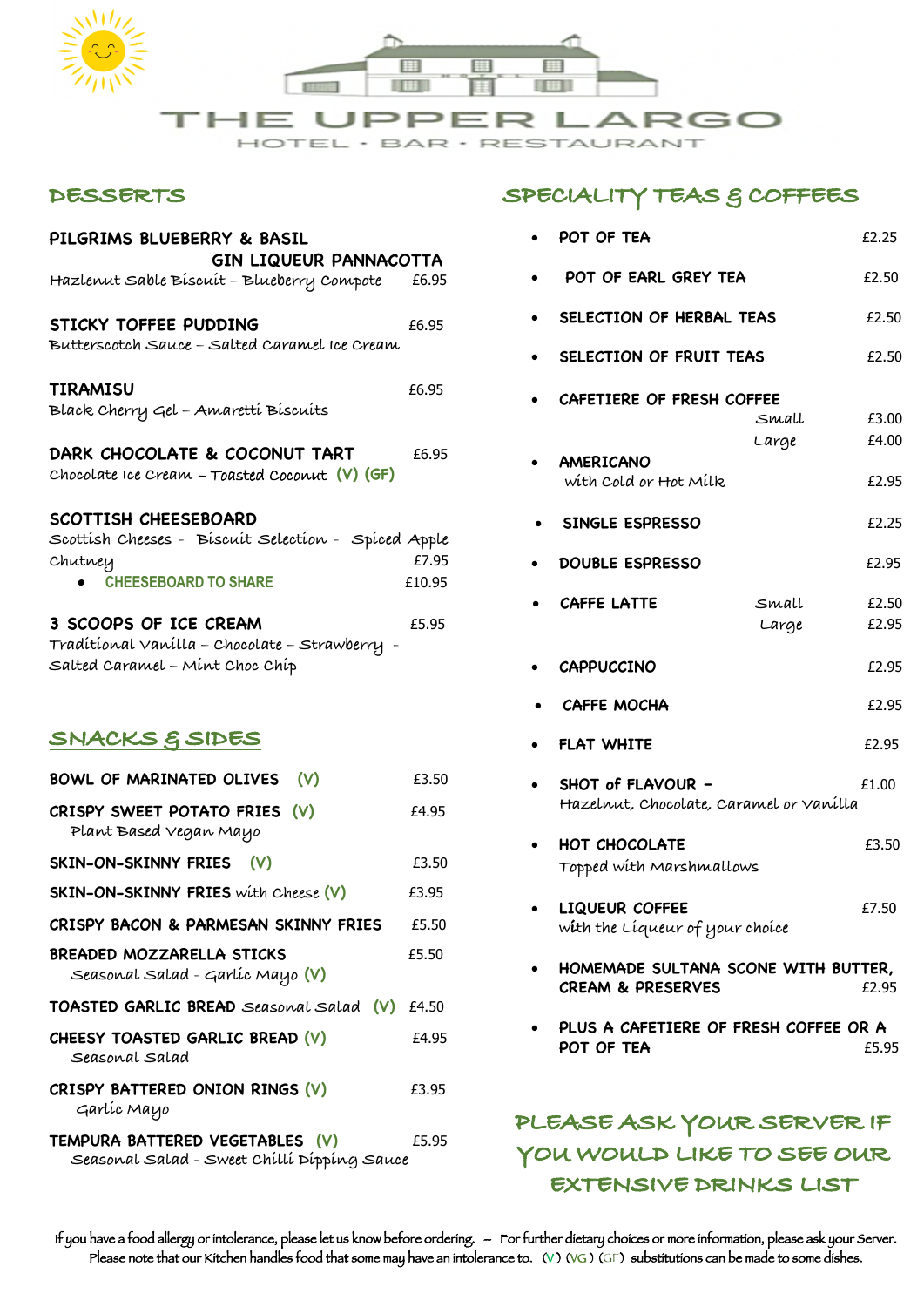# THE UPPER LARGO

HOTEL · BAR · RESTAURANT

## DESSERTS

**PILGRIMS BLUEBERRY & BASIL GIN LIQUEUR PANNACOTTA**
Hazlenut Sable Biscuit – Blueberry Compote £6.95

**STICKY TOFFEE PUDDING** £6.95
Butterscotch Sauce – Salted Caramel Ice Cream

**TIRAMISU** £6.95
Black Cherry Gel – Amaretti Biscuits

**DARK CHOCOLATE & COCONUT TART** £6.95
Chocolate Ice Cream – Toasted Coconut (V) (GF)

**SCOTTISH CHEESEBOARD**
Scottish Cheeses - Biscuit Selection - Spiced Apple Chutney £7.95

- CHEESEBOARD TO SHARE £10.95

**3 SCOOPS OF ICE CREAM** £5.95
Traditional Vanilla – Chocolate – Strawberry - Salted Caramel – Mint Choc Chip

## SNACKS & SIDES

**BOWL OF MARINATED OLIVES** (V) £3.50

**CRISPY SWEET POTATO FRIES** (V) £4.95
Plant Based Vegan Mayo

**SKIN-ON-SKINNY FRIES** (V) £3.50

**SKIN-ON-SKINNY FRIES** with Cheese (V) £3.95

**CRISPY BACON & PARMESAN SKINNY FRIES** £5.50

**BREADED MOZZARELLA STICKS** £5.50
Seasonal Salad - Garlic Mayo (V)

**TOASTED GARLIC BREAD** Seasonal Salad (V) £4.50

**CHEESY TOASTED GARLIC BREAD** (V) £4.95
Seasonal Salad

**CRISPY BATTERED ONION RINGS** (V) £3.95
Garlic Mayo

**TEMPURA BATTERED VEGETABLES** (V) £5.95
Seasonal Salad - Sweet Chilli Dipping Sauce

## SPECIALITY TEAS & COFFEES

- **POT OF TEA** £2.25
- **POT OF EARL GREY TEA** £2.50
- **SELECTION OF HERBAL TEAS** £2.50
- **SELECTION OF FRUIT TEAS** £2.50
- **CAFETIERE OF FRESH COFFEE**
  Small £3.00
  Large £4.00
- **AMERICANO**
  with Cold or Hot Milk £2.95
- **SINGLE ESPRESSO** £2.25
- **DOUBLE ESPRESSO** £2.95
- **CAFFE LATTE** Small £2.50
  Large £2.95
- **CAPPUCCINO** £2.95
- **CAFFE MOCHA** £2.95
- **FLAT WHITE** £2.95
- **SHOT of FLAVOUR** – £1.00
  Hazelnut, Chocolate, Caramel or Vanilla
- **HOT CHOCOLATE** £3.50
  Topped with Marshmallows
- **LIQUEUR COFFEE** £7.50
  with the Liqueur of your choice
- **HOMEMADE SULTANA SCONE WITH BUTTER, CREAM & PRESERVES** £2.95
- **PLUS A CAFETIERE OF FRESH COFFEE OR A POT OF TEA** £5.95

**PLEASE ASK YOUR SERVER IF YOU WOULD LIKE TO SEE OUR EXTENSIVE DRINKS LIST**

If you have a food allergy or intolerance, please let us know before ordering. – For further dietary choices or more information, please ask your Server. Please note that our Kitchen handles food that some may have an intolerance to. (V) (VG) (GF) substitutions can be made to some dishes.